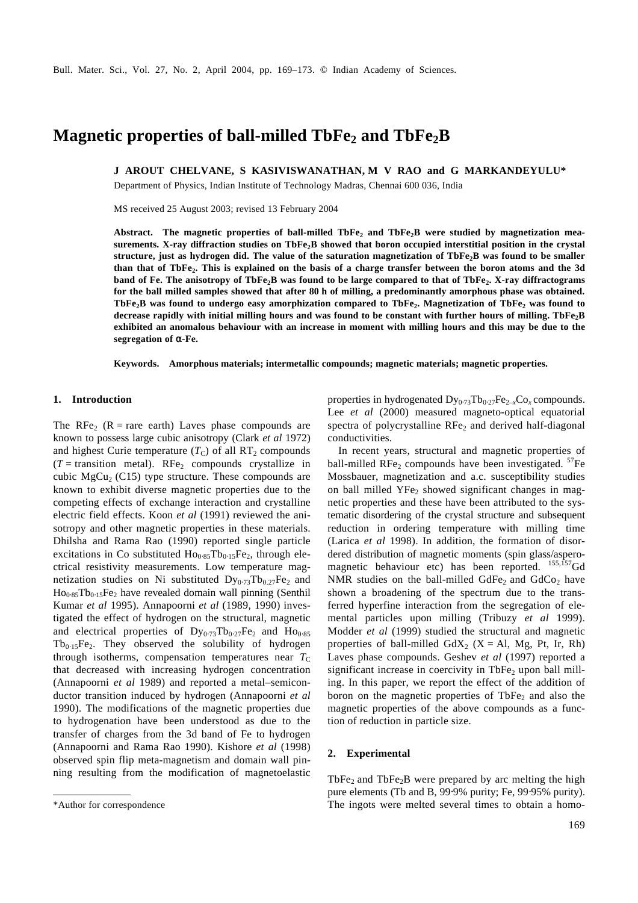# Magnetic properties of ball-milled $TbFe_2$ and $TbFe_2B$

**J AROUT CHELVANE, S KASIVISWANATHAN, M V RAO and G MARKANDEYULU***

Department of Physics, Indian Institute of Technology Madras, Chennai 600 036, India

MS received 25 August 2003; revised 13 February 2004

**Abstract.** **The magnetic properties of ball-milled $TbFe_2$ and $TbFe_2B$ were studied by magnetization measurements. X-ray diffraction studies on $TbFe_2B$ showed that boron occupied interstitial position in the crystal structure, just as hydrogen did. The value of the saturation magnetization of $TbFe_2B$ was found to be smaller than that of $TbFe_2$. This is explained on the basis of a charge transfer between the boron atoms and the 3d band of Fe. The anisotropy of $TbFe_2B$ was found to be large compared to that of $TbFe_2$. X-ray diffractograms for the ball milled samples showed that after 80 h of milling, a predominantly amorphous phase was obtained. $TbFe_2B$ was found to undergo easy amorphization compared to $TbFe_2$. Magnetization of $TbFe_2$ was found to decrease rapidly with initial milling hours and was found to be constant with further hours of milling. $TbFe_2B$ exhibited an anomalous behaviour with an increase in moment with milling hours and this may be due to the segregation of α-Fe.**

**Keywords.** Amorphous materials; intermetallic compounds; magnetic materials; magnetic properties.

## 1. Introduction

The $RFe_2$ (R = rare earth) Laves phase compounds are known to possess large cubic anisotropy (Clark *et al* 1972) and highest Curie temperature ($T_C$) of all $RT_2$ compounds ($T$ = transition metal). $RFe_2$ compounds crystallize in cubic $MgCu_2$ (C15) type structure. These compounds are known to exhibit diverse magnetic properties due to the competing effects of exchange interaction and crystalline electric field effects. Koon *et al* (1991) reviewed the anisotropy and other magnetic properties in these materials. Dhilsha and Rama Rao (1990) reported single particle excitations in Co substituted $Ho_{0·85}Tb_{0·15}Fe_2$, through electrical resistivity measurements. Low temperature magnetization studies on Ni substituted $Dy_{0·73}Tb_{0.27}Fe_2$ and $Ho_{0·85}Tb_{0·15}Fe_2$ have revealed domain wall pinning (Senthil Kumar *et al* 1995). Annapoorni *et al* (1989, 1990) investigated the effect of hydrogen on the structural, magnetic and electrical properties of $Dy_{0·73}Tb_{0·27}Fe_2$ and $Ho_{0·85}Tb_{0·15}Fe_2$. They observed the solubility of hydrogen through isotherms, compensation temperatures near $T_C$ that decreased with increasing hydrogen concentration (Annapoorni *et al* 1989) and reported a metal–semiconductor transition induced by hydrogen (Annapoorni *et al* 1990). The modifications of the magnetic properties due to hydrogenation have been understood as due to the transfer of charges from the 3d band of Fe to hydrogen (Annapoorni and Rama Rao 1990). Kishore *et al* (1998) observed spin flip meta-magnetism and domain wall pinning resulting from the modification of magnetoelastic properties in hydrogenated $Dy_{0·73}Tb_{0·27}Fe_{2-x}Co_x$ compounds. Lee *et al* (2000) measured magneto-optical equatorial spectra of polycrystalline $RFe_2$ and derived half-diagonal conductivities.

In recent years, structural and magnetic properties of ball-milled $RFe_2$ compounds have been investigated. $^{57}$Fe Mossbauer, magnetization and a.c. susceptibility studies on ball milled $YFe_2$ showed significant changes in magnetic properties and these have been attributed to the systematic disordering of the crystal structure and subsequent reduction in ordering temperature with milling time (Larica *et al* 1998). In addition, the formation of disordered distribution of magnetic moments (spin glass/asperomagnetic behaviour etc) has been reported. $^{155,157}$Gd NMR studies on the ball-milled $GdFe_2$ and $GdCo_2$ have shown a broadening of the spectrum due to the transferred hyperfine interaction from the segregation of elemental particles upon milling (Tribuzy *et al* 1999). Modder *et al* (1999) studied the structural and magnetic properties of ball-milled $GdX_2$ (X = Al, Mg, Pt, Ir, Rh) Laves phase compounds. Geshev *et al* (1997) reported a significant increase in coercivity in $TbFe_2$ upon ball milling. In this paper, we report the effect of the addition of boron on the magnetic properties of $TbFe_2$ and also the magnetic properties of the above compounds as a function of reduction in particle size.

## 2. Experimental

$TbFe_2$ and $TbFe_2B$ were prepared by arc melting the high pure elements (Tb and B, 99·9% purity; Fe, 99·95% purity). The ingots were melted several times to obtain a homo-

*Author for correspondence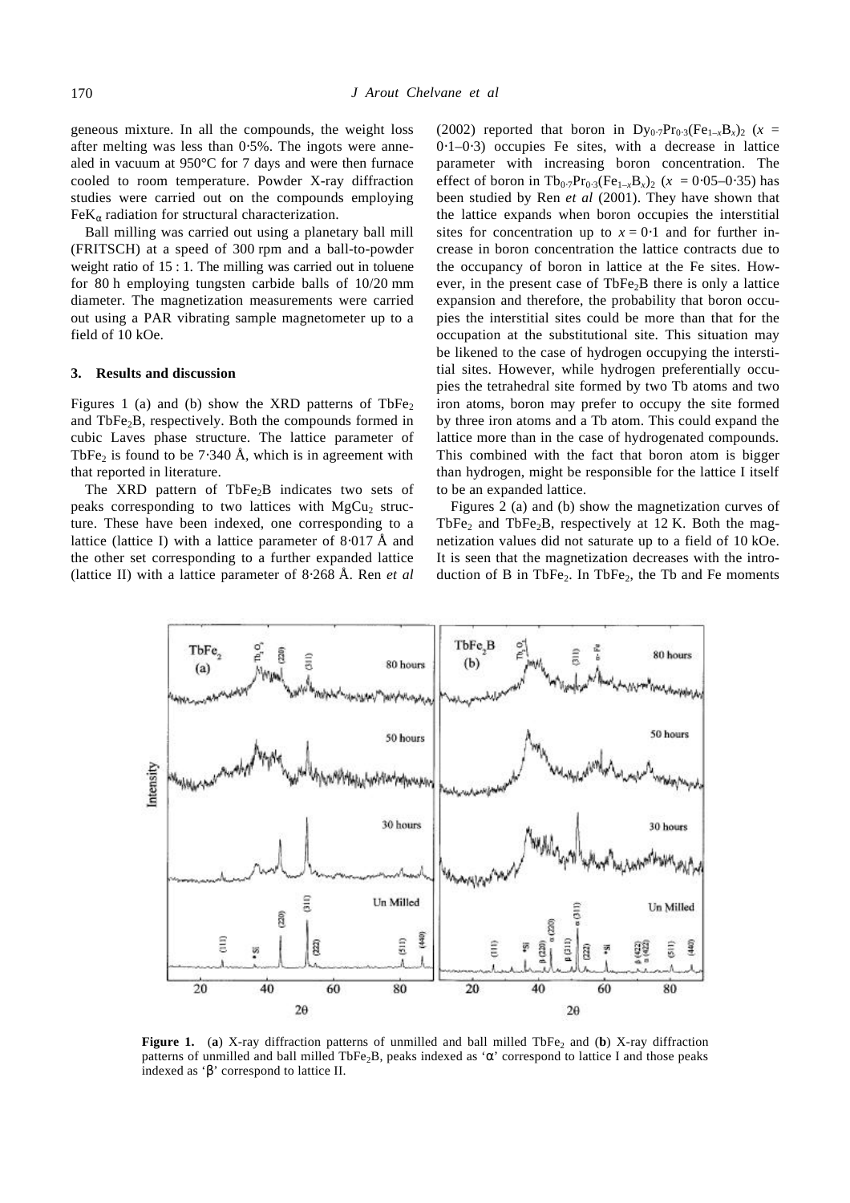geneous mixture. In all the compounds, the weight loss after melting was less than 0·5%. The ingots were annealed in vacuum at 950°C for 7 days and were then furnace cooled to room temperature. Powder X-ray diffraction studies were carried out on the compounds employing $FeK_\alpha$ radiation for structural characterization.

Ball milling was carried out using a planetary ball mill (FRITSCH) at a speed of 300 rpm and a ball-to-powder weight ratio of 15 : 1. The milling was carried out in toluene for 80 h employing tungsten carbide balls of 10/20 mm diameter. The magnetization measurements were carried out using a PAR vibrating sample magnetometer up to a field of 10 kOe.

## 3. Results and discussion

Figures 1 (a) and (b) show the XRD patterns of $TbFe_2$ and $TbFe_2B$, respectively. Both the compounds formed in cubic Laves phase structure. The lattice parameter of $TbFe_2$ is found to be 7·340 Å, which is in agreement with that reported in literature.

The XRD pattern of $TbFe_2B$ indicates two sets of peaks corresponding to two lattices with $MgCu_2$ structure. These have been indexed, one corresponding to a lattice (lattice I) with a lattice parameter of 8·017 Å and the other set corresponding to a further expanded lattice (lattice II) with a lattice parameter of 8·268 Å. Ren *et al* (2002) reported that boron in $Dy_{0\cdot7}Pr_{0\cdot3}(Fe_{1-x}B_x)_2$ ($x$ = 0·1–0·3) occupies Fe sites, with a decrease in lattice parameter with increasing boron concentration. The effect of boron in $Tb_{0\cdot7}Pr_{0\cdot3}(Fe_{1-x}B_x)_2$ ($x$ = 0·05–0·35) has been studied by Ren *et al* (2001). They have shown that the lattice expands when boron occupies the interstitial sites for concentration up to $x = 0\cdot1$ and for further increase in boron concentration the lattice contracts due to the occupancy of boron in lattice at the Fe sites. However, in the present case of $TbFe_2B$ there is only a lattice expansion and therefore, the probability that boron occupies the interstitial sites could be more than that for the occupation at the substitutional site. This situation may be likened to the case of hydrogen occupying the interstitial sites. However, while hydrogen preferentially occupies the tetrahedral site formed by two Tb atoms and two iron atoms, boron may prefer to occupy the site formed by three iron atoms and a Tb atom. This could expand the lattice more than in the case of hydrogenated compounds. This combined with the fact that boron atom is bigger than hydrogen, might be responsible for the lattice I itself to be an expanded lattice.

Figures 2 (a) and (b) show the magnetization curves of $TbFe_2$ and $TbFe_2B$, respectively at 12 K. Both the magnetization values did not saturate up to a field of 10 kOe. It is seen that the magnetization decreases with the introduction of B in $TbFe_2$. In $TbFe_2$, the Tb and Fe moments

**Figure 1.** (**a**) X-ray diffraction patterns of unmilled and ball milled $TbFe_2$ and (**b**) X-ray diffraction patterns of unmilled and ball milled $TbFe_2B$, peaks indexed as 'α' correspond to lattice I and those peaks indexed as 'β' correspond to lattice II.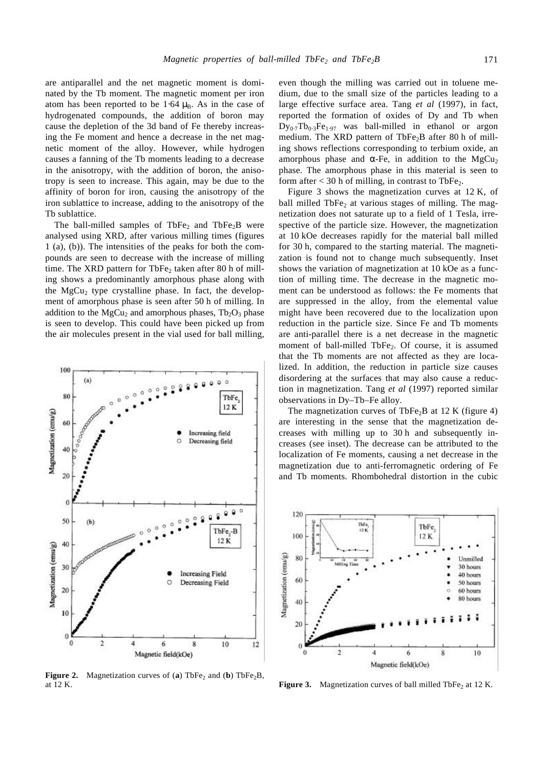are antiparallel and the net magnetic moment is dominated by the Tb moment. The magnetic moment per iron atom has been reported to be 1·64 $\mu_B$. As in the case of hydrogenated compounds, the addition of boron may cause the depletion of the 3d band of Fe thereby increasing the Fe moment and hence a decrease in the net magnetic moment of the alloy. However, while hydrogen causes a fanning of the Tb moments leading to a decrease in the anisotropy, with the addition of boron, the anisotropy is seen to increase. This again, may be due to the affinity of boron for iron, causing the anisotropy of the iron sublattice to increase, adding to the anisotropy of the Tb sublattice.

The ball-milled samples of $TbFe_2$ and $TbFe_2B$ were analysed using XRD, after various milling times (figures 1 (a), (b)). The intensities of the peaks for both the compounds are seen to decrease with the increase of milling time. The XRD pattern for $TbFe_2$ taken after 80 h of milling shows a predominantly amorphous phase along with the $MgCu_2$ type crystalline phase. In fact, the development of amorphous phase is seen after 50 h of milling. In addition to the $MgCu_2$ and amorphous phases, $Tb_2O_3$ phase is seen to develop. This could have been picked up from the air molecules present in the vial used for ball milling, even though the milling was carried out in toluene medium, due to the small size of the particles leading to a large effective surface area. Tang *et al* (1997), in fact, reported the formation of oxides of Dy and Tb when $Dy_{0·7}Tb_{0·3}Fe_{1·97}$ was ball-milled in ethanol or argon medium. The XRD pattern of $TbFe_2B$ after 80 h of milling shows reflections corresponding to terbium oxide, an amorphous phase and $\alpha$-Fe, in addition to the $MgCu_2$ phase. The amorphous phase in this material is seen to form after < 30 h of milling, in contrast to $TbFe_2$.

Figure 3 shows the magnetization curves at 12 K, of ball milled $TbFe_2$ at various stages of milling. The magnetization does not saturate up to a field of 1 Tesla, irrespective of the particle size. However, the magnetization at 10 kOe decreases rapidly for the material ball milled for 30 h, compared to the starting material. The magnetization is found not to change much subsequently. Inset shows the variation of magnetization at 10 kOe as a function of milling time. The decrease in the magnetic moment can be understood as follows: the Fe moments that are suppressed in the alloy, from the elemental value might have been recovered due to the localization upon reduction in the particle size. Since Fe and Tb moments are anti-parallel there is a net decrease in the magnetic moment of ball-milled $TbFe_2$. Of course, it is assumed that the Tb moments are not affected as they are localized. In addition, the reduction in particle size causes disordering at the surfaces that may also cause a reduction in magnetization. Tang *et al* (1997) reported similar observations in Dy–Tb–Fe alloy.

The magnetization curves of $TbFe_2B$ at 12 K (figure 4) are interesting in the sense that the magnetization decreases with milling up to 30 h and subsequently increases (see inset). The decrease can be attributed to the localization of Fe moments, causing a net decrease in the magnetization due to anti-ferromagnetic ordering of Fe and Tb moments. Rhombohedral distortion in the cubic

**Figure 2.** Magnetization curves of (**a**) $TbFe_2$ and (**b**) $TbFe_2B$, at 12 K.

**Figure 3.** Magnetization curves of ball milled $TbFe_2$ at 12 K.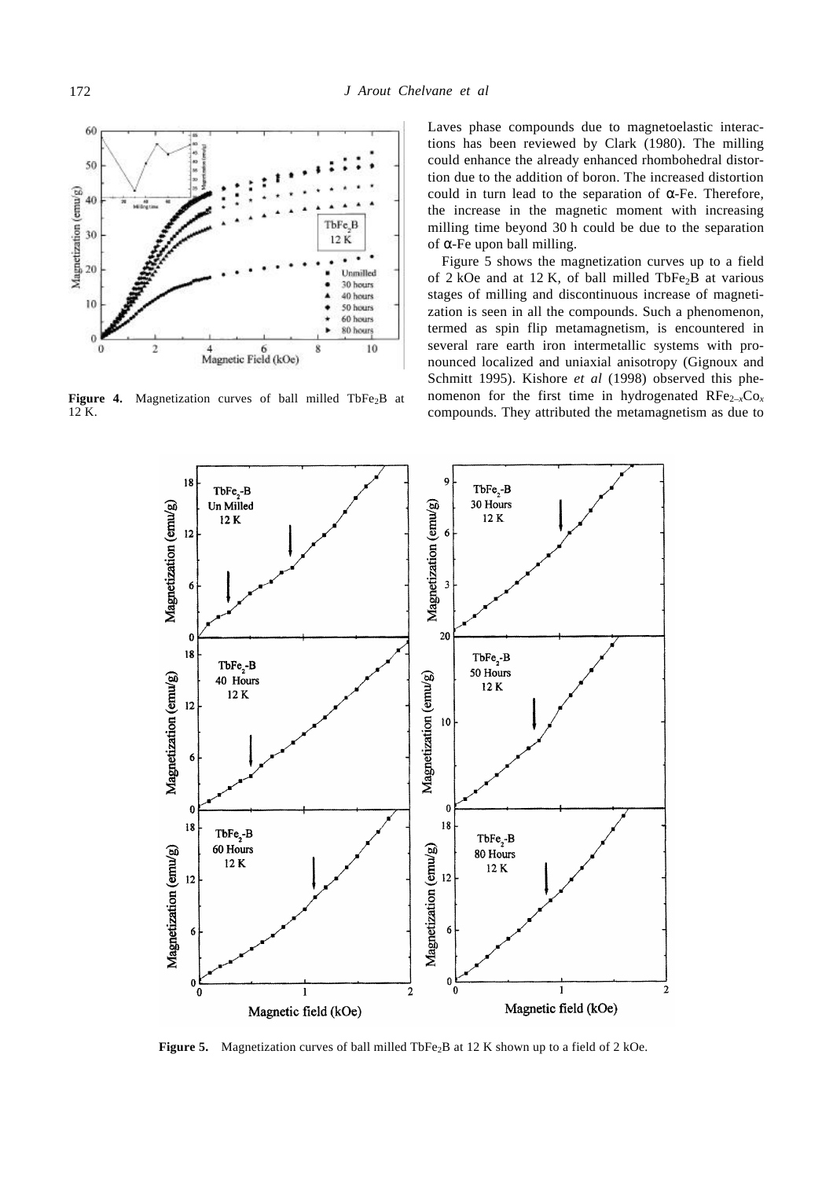**Figure 4.** Magnetization curves of ball milled $TbFe_2B$ at 12 K.

Laves phase compounds due to magnetoelastic interactions has been reviewed by Clark (1980). The milling could enhance the already enhanced rhombohedral distortion due to the addition of boron. The increased distortion could in turn lead to the separation of α-Fe. Therefore, the increase in the magnetic moment with increasing milling time beyond 30 h could be due to the separation of α-Fe upon ball milling.

Figure 5 shows the magnetization curves up to a field of 2 kOe and at 12 K, of ball milled $TbFe_2B$ at various stages of milling and discontinuous increase of magnetization is seen in all the compounds. Such a phenomenon, termed as spin flip metamagnetism, is encountered in several rare earth iron intermetallic systems with pronounced localized and uniaxial anisotropy (Gignoux and Schmitt 1995). Kishore *et al* (1998) observed this phenomenon for the first time in hydrogenated $RFe_{2-x}Co_x$ compounds. They attributed the metamagnetism as due to

**Figure 5.** Magnetization curves of ball milled $TbFe_2B$ at 12 K shown up to a field of 2 kOe.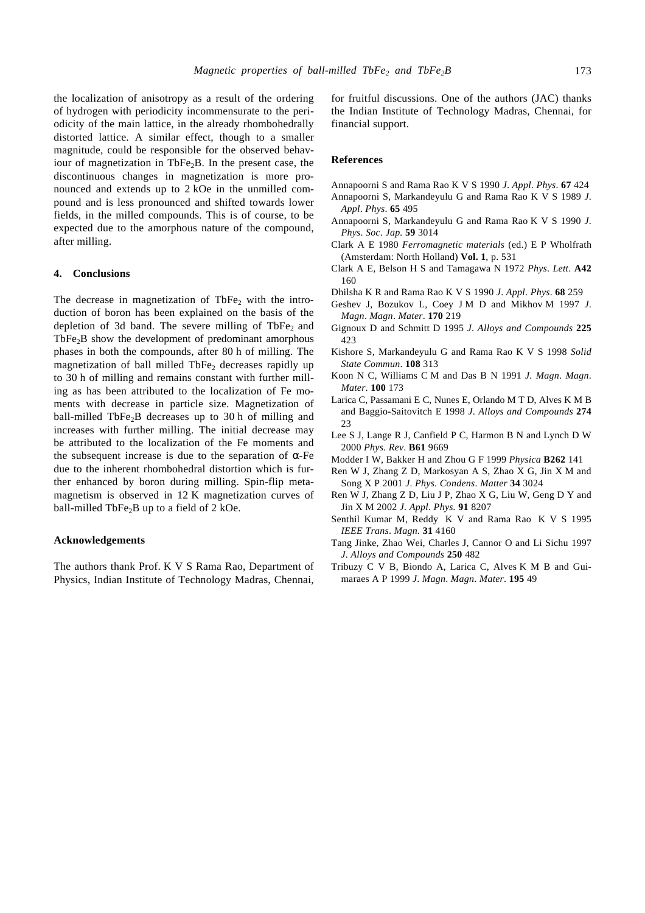the localization of anisotropy as a result of the ordering of hydrogen with periodicity incommensurate to the periodicity of the main lattice, in the already rhombohedrally distorted lattice. A similar effect, though to a smaller magnitude, could be responsible for the observed behaviour of magnetization in $TbFe_2B$. In the present case, the discontinuous changes in magnetization is more pronounced and extends up to 2 kOe in the unmilled compound and is less pronounced and shifted towards lower fields, in the milled compounds. This is of course, to be expected due to the amorphous nature of the compound, after milling.

## 4. Conclusions

The decrease in magnetization of $TbFe_2$ with the introduction of boron has been explained on the basis of the depletion of 3d band. The severe milling of $TbFe_2$ and $TbFe_2B$ show the development of predominant amorphous phases in both the compounds, after 80 h of milling. The magnetization of ball milled $TbFe_2$ decreases rapidly up to 30 h of milling and remains constant with further milling as has been attributed to the localization of Fe moments with decrease in particle size. Magnetization of ball-milled $TbFe_2B$ decreases up to 30 h of milling and increases with further milling. The initial decrease may be attributed to the localization of the Fe moments and the subsequent increase is due to the separation of $\alpha$-Fe due to the inherent rhombohedral distortion which is further enhanced by boron during milling. Spin-flip metamagnetism is observed in 12 K magnetization curves of ball-milled $TbFe_2B$ up to a field of 2 kOe.

## Acknowledgements

The authors thank Prof. K V S Rama Rao, Department of Physics, Indian Institute of Technology Madras, Chennai, for fruitful discussions. One of the authors (JAC) thanks the Indian Institute of Technology Madras, Chennai, for financial support.

## References

Annapoorni S and Rama Rao K V S 1990 *J. Appl. Phys.* **67** 424

Annapoorni S, Markandeyulu G and Rama Rao K V S 1989 *J. Appl. Phys.* **65** 495

Annapoorni S, Markandeyulu G and Rama Rao K V S 1990 *J. Phys. Soc. Jap.* **59** 3014

Clark A E 1980 *Ferromagnetic materials* (ed.) E P Wholfrath (Amsterdam: North Holland) **Vol. 1**, p. 531

Clark A E, Belson H S and Tamagawa N 1972 *Phys. Lett.* **A42** 160

Dhilsha K R and Rama Rao K V S 1990 *J. Appl. Phys.* **68** 259

Geshev J, Bozukov L, Coey J M D and Mikhov M 1997 *J. Magn. Magn. Mater.* **170** 219

Gignoux D and Schmitt D 1995 *J. Alloys and Compounds* **225** 423

Kishore S, Markandeyulu G and Rama Rao K V S 1998 *Solid State Commun.* **108** 313

Koon N C, Williams C M and Das B N 1991 *J. Magn. Magn. Mater.* **100** 173

Larica C, Passamani E C, Nunes E, Orlando M T D, Alves K M B and Baggio-Saitovitch E 1998 *J. Alloys and Compounds* **274** 23

Lee S J, Lange R J, Canfield P C, Harmon B N and Lynch D W 2000 *Phys. Rev.* **B61** 9669

Modder I W, Bakker H and Zhou G F 1999 *Physica* **B262** 141

Ren W J, Zhang Z D, Markosyan A S, Zhao X G, Jin X M and Song X P 2001 *J. Phys. Condens. Matter* **34** 3024

Ren W J, Zhang Z D, Liu J P, Zhao X G, Liu W, Geng D Y and Jin X M 2002 *J. Appl. Phys.* **91** 8207

Senthil Kumar M, Reddy K V and Rama Rao K V S 1995 *IEEE Trans. Magn.* **31** 4160

Tang Jinke, Zhao Wei, Charles J, Cannor O and Li Sichu 1997 *J. Alloys and Compounds* **250** 482

Tribuzy C V B, Biondo A, Larica C, Alves K M B and Guimaraes A P 1999 *J. Magn. Magn. Mater.* **195** 49